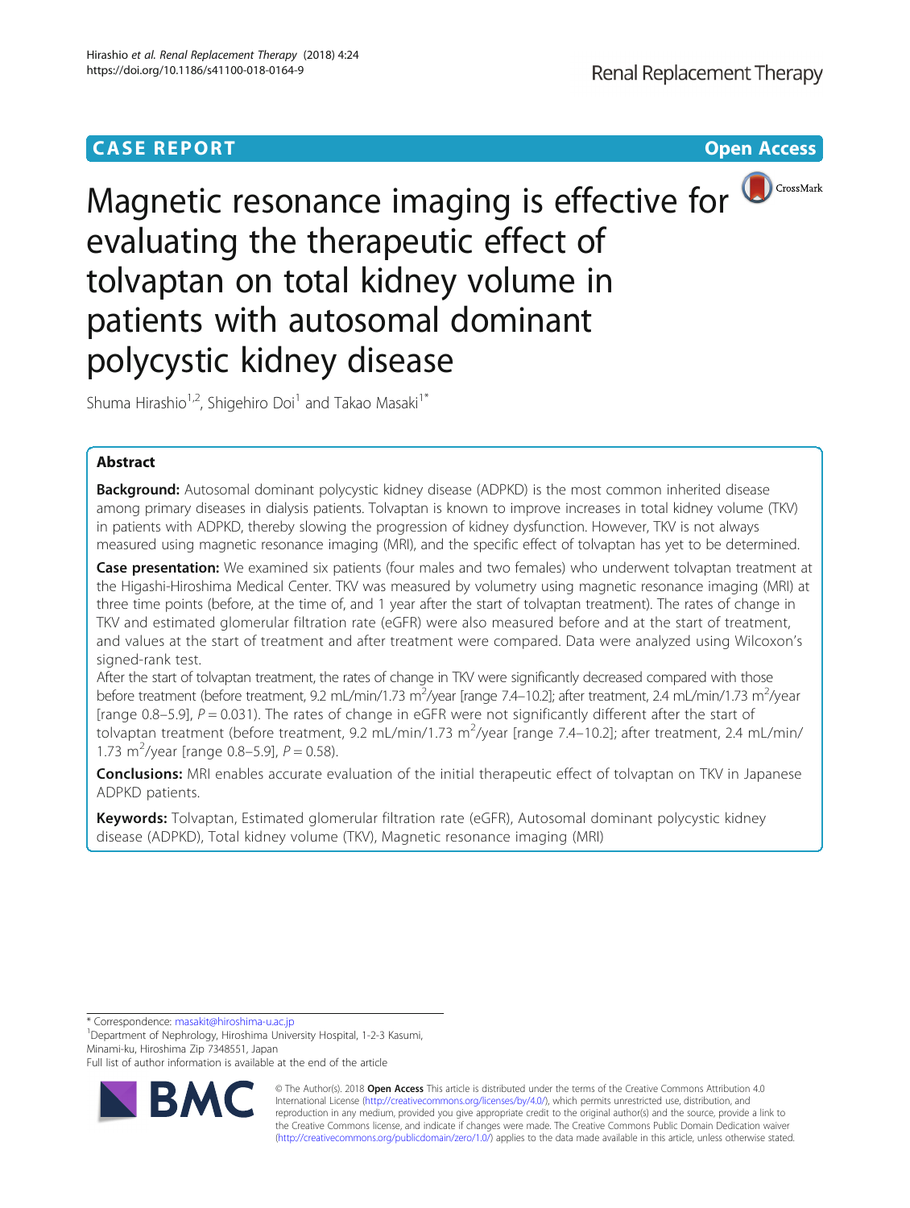CASE REPORT

Open Access

# Magnetic resonance imaging is effective for evaluating the therapeutic effect of tolvaptan on total kidney volume in patients with autosomal dominant polycystic kidney disease

Shuma Hirashio[1,2], Shigehiro Doi[1] and Takao Masaki[1*]

## Abstract

**Background:** Autosomal dominant polycystic kidney disease (ADPKD) is the most common inherited disease among primary diseases in dialysis patients. Tolvaptan is known to improve increases in total kidney volume (TKV) in patients with ADPKD, thereby slowing the progression of kidney dysfunction. However, TKV is not always measured using magnetic resonance imaging (MRI), and the specific effect of tolvaptan has yet to be determined.

**Case presentation:** We examined six patients (four males and two females) who underwent tolvaptan treatment at the Higashi-Hiroshima Medical Center. TKV was measured by volumetry using magnetic resonance imaging (MRI) at three time points (before, at the time of, and 1 year after the start of tolvaptan treatment). The rates of change in TKV and estimated glomerular filtration rate (eGFR) were also measured before and at the start of treatment, and values at the start of treatment and after treatment were compared. Data were analyzed using Wilcoxon's signed-rank test.

After the start of tolvaptan treatment, the rates of change in TKV were significantly decreased compared with those before treatment (before treatment, 9.2 mL/min/1.73 $m^2$/year [range 7.4–10.2]; after treatment, 2.4 mL/min/1.73 $m^2$/year [range 0.8–5.9], $P = 0.031$). The rates of change in eGFR were not significantly different after the start of tolvaptan treatment (before treatment, 9.2 mL/min/1.73 $m^2$/year [range 7.4–10.2]; after treatment, 2.4 mL/min/1.73 $m^2$/year [range 0.8–5.9], $P = 0.58$).

**Conclusions:** MRI enables accurate evaluation of the initial therapeutic effect of tolvaptan on TKV in Japanese ADPKD patients.

**Keywords:** Tolvaptan, Estimated glomerular filtration rate (eGFR), Autosomal dominant polycystic kidney disease (ADPKD), Total kidney volume (TKV), Magnetic resonance imaging (MRI)

\* Correspondence: masakit@hiroshima-u.ac.jp
[1]Department of Nephrology, Hiroshima University Hospital, 1-2-3 Kasumi, Minami-ku, Hiroshima Zip 7348551, Japan
Full list of author information is available at the end of the article

© The Author(s). 2018 **Open Access** This article is distributed under the terms of the Creative Commons Attribution 4.0 International License (http://creativecommons.org/licenses/by/4.0/), which permits unrestricted use, distribution, and reproduction in any medium, provided you give appropriate credit to the original author(s) and the source, provide a link to the Creative Commons license, and indicate if changes were made. The Creative Commons Public Domain Dedication waiver (http://creativecommons.org/publicdomain/zero/1.0/) applies to the data made available in this article, unless otherwise stated.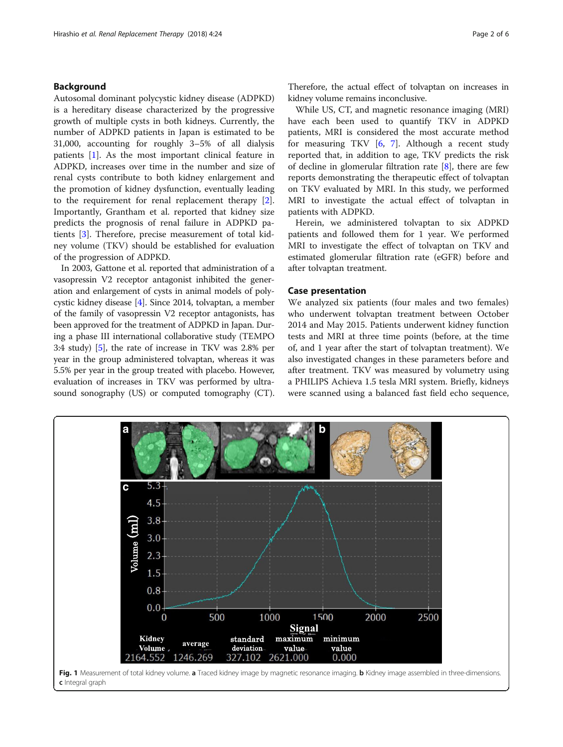## Background

Autosomal dominant polycystic kidney disease (ADPKD) is a hereditary disease characterized by the progressive growth of multiple cysts in both kidneys. Currently, the number of ADPKD patients in Japan is estimated to be 31,000, accounting for roughly 3–5% of all dialysis patients [1]. As the most important clinical feature in ADPKD, increases over time in the number and size of renal cysts contribute to both kidney enlargement and the promotion of kidney dysfunction, eventually leading to the requirement for renal replacement therapy [2]. Importantly, Grantham et al. reported that kidney size predicts the prognosis of renal failure in ADPKD patients [3]. Therefore, precise measurement of total kidney volume (TKV) should be established for evaluation of the progression of ADPKD.

In 2003, Gattone et al. reported that administration of a vasopressin V2 receptor antagonist inhibited the generation and enlargement of cysts in animal models of polycystic kidney disease [4]. Since 2014, tolvaptan, a member of the family of vasopressin V2 receptor antagonists, has been approved for the treatment of ADPKD in Japan. During a phase III international collaborative study (TEMPO 3:4 study) [5], the rate of increase in TKV was 2.8% per year in the group administered tolvaptan, whereas it was 5.5% per year in the group treated with placebo. However, evaluation of increases in TKV was performed by ultrasound sonography (US) or computed tomography (CT). Therefore, the actual effect of tolvaptan on increases in kidney volume remains inconclusive.

While US, CT, and magnetic resonance imaging (MRI) have each been used to quantify TKV in ADPKD patients, MRI is considered the most accurate method for measuring TKV [6, 7]. Although a recent study reported that, in addition to age, TKV predicts the risk of decline in glomerular filtration rate [8], there are few reports demonstrating the therapeutic effect of tolvaptan on TKV evaluated by MRI. In this study, we performed MRI to investigate the actual effect of tolvaptan in patients with ADPKD.

Herein, we administered tolvaptan to six ADPKD patients and followed them for 1 year. We performed MRI to investigate the effect of tolvaptan on TKV and estimated glomerular filtration rate (eGFR) before and after tolvaptan treatment.

## Case presentation

We analyzed six patients (four males and two females) who underwent tolvaptan treatment between October 2014 and May 2015. Patients underwent kidney function tests and MRI at three time points (before, at the time of, and 1 year after the start of tolvaptan treatment). We also investigated changes in these parameters before and after treatment. TKV was measured by volumetry using a PHILIPS Achieva 1.5 tesla MRI system. Briefly, kidneys were scanned using a balanced fast field echo sequence,

**Fig. 1** Measurement of total kidney volume. **a** Traced kidney image by magnetic resonance imaging. **b** Kidney image assembled in three-dimensions. **c** Integral graph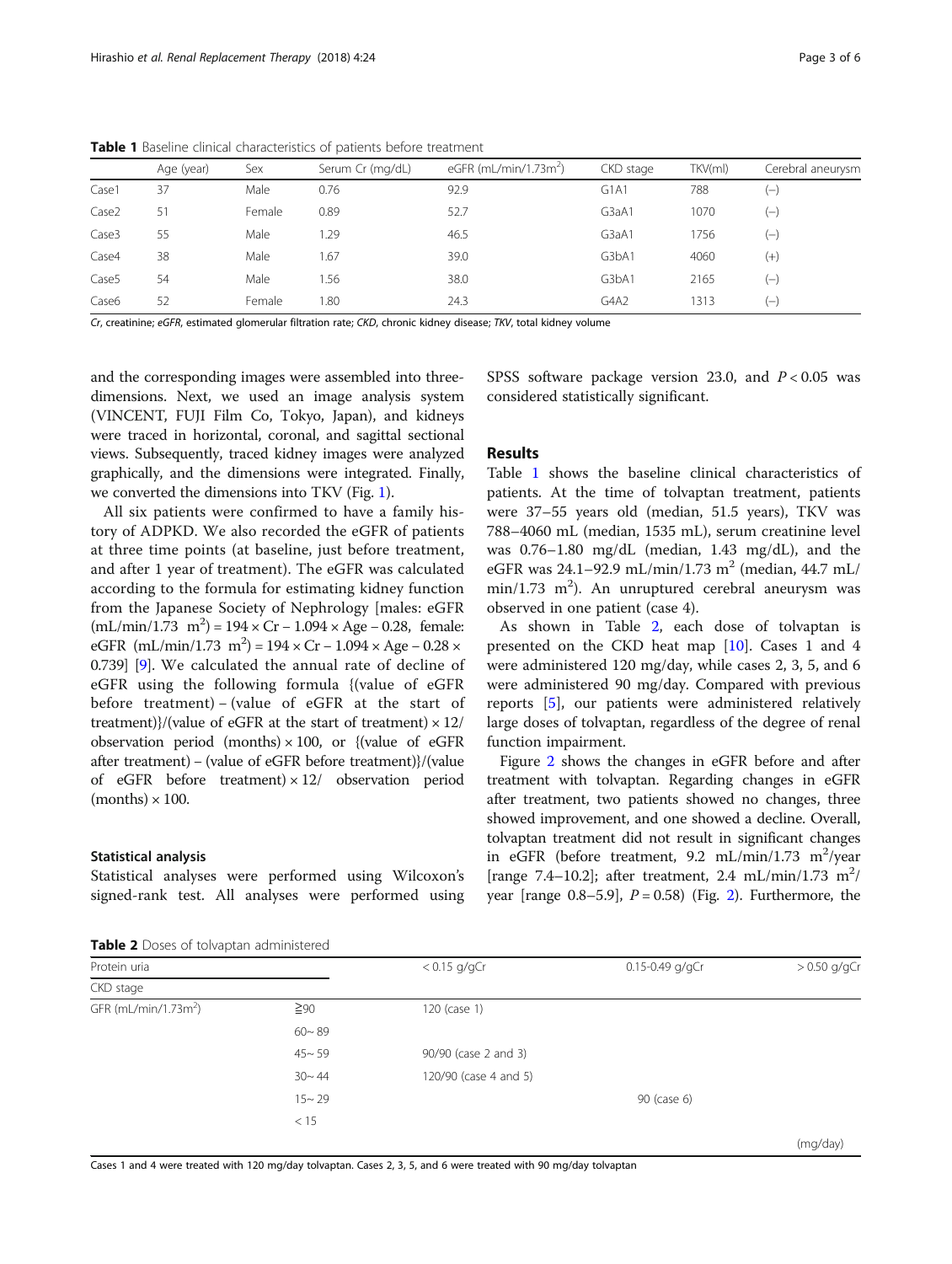**Table 1** Baseline clinical characteristics of patients before treatment

| | Age (year) | Sex | Serum Cr (mg/dL) | eGFR (mL/min/1.73m$^2$) | CKD stage | TKV(ml) | Cerebral aneurysm |
|---|---|---|---|---|---|---|---|
| Case1 | 37 | Male | 0.76 | 92.9 | G1A1 | 788 | (−) |
| Case2 | 51 | Female | 0.89 | 52.7 | G3aA1 | 1070 | (−) |
| Case3 | 55 | Male | 1.29 | 46.5 | G3aA1 | 1756 | (−) |
| Case4 | 38 | Male | 1.67 | 39.0 | G3bA1 | 4060 | (+) |
| Case5 | 54 | Male | 1.56 | 38.0 | G3bA1 | 2165 | (−) |
| Case6 | 52 | Female | 1.80 | 24.3 | G4A2 | 1313 | (−) |

*Cr*, creatinine; *eGFR*, estimated glomerular filtration rate; *CKD*, chronic kidney disease; *TKV*, total kidney volume

and the corresponding images were assembled into three-dimensions. Next, we used an image analysis system (VINCENT, FUJI Film Co, Tokyo, Japan), and kidneys were traced in horizontal, coronal, and sagittal sectional views. Subsequently, traced kidney images were analyzed graphically, and the dimensions were integrated. Finally, we converted the dimensions into TKV (Fig. 1).

All six patients were confirmed to have a family history of ADPKD. We also recorded the eGFR of patients at three time points (at baseline, just before treatment, and after 1 year of treatment). The eGFR was calculated according to the formula for estimating kidney function from the Japanese Society of Nephrology [males: eGFR (mL/min/1.73 m$^2$) = 194 × Cr − 1.094 × Age − 0.28, female: eGFR (mL/min/1.73 m$^2$) = 194 × Cr − 1.094 × Age − 0.28 × 0.739] [9]. We calculated the annual rate of decline of eGFR using the following formula {(value of eGFR before treatment) − (value of eGFR at the start of treatment)}/(value of eGFR at the start of treatment) × 12/ observation period (months) × 100, or {(value of eGFR after treatment) − (value of eGFR before treatment)}/(value of eGFR before treatment) × 12/ observation period (months) × 100.

### Statistical analysis

Statistical analyses were performed using Wilcoxon's signed-rank test. All analyses were performed using SPSS software package version 23.0, and $P < 0.05$ was considered statistically significant.

## Results

Table 1 shows the baseline clinical characteristics of patients. At the time of tolvaptan treatment, patients were 37–55 years old (median, 51.5 years), TKV was 788–4060 mL (median, 1535 mL), serum creatinine level was 0.76–1.80 mg/dL (median, 1.43 mg/dL), and the eGFR was 24.1–92.9 mL/min/1.73 m$^2$ (median, 44.7 mL/min/1.73 m$^2$). An unruptured cerebral aneurysm was observed in one patient (case 4).

As shown in Table 2, each dose of tolvaptan is presented on the CKD heat map [10]. Cases 1 and 4 were administered 120 mg/day, while cases 2, 3, 5, and 6 were administered 90 mg/day. Compared with previous reports [5], our patients were administered relatively large doses of tolvaptan, regardless of the degree of renal function impairment.

Figure 2 shows the changes in eGFR before and after treatment with tolvaptan. Regarding changes in eGFR after treatment, two patients showed no changes, three showed improvement, and one showed a decline. Overall, tolvaptan treatment did not result in significant changes in eGFR (before treatment, 9.2 mL/min/1.73 m$^2$/year [range 7.4–10.2]; after treatment, 2.4 mL/min/1.73 m$^2$/year [range 0.8–5.9], $P = 0.58$) (Fig. 2). Furthermore, the

**Table 2** Doses of tolvaptan administered

| Protein uria | | < 0.15 g/gCr | 0.15-0.49 g/gCr | > 0.50 g/gCr |
|---|---|---|---|---|
| CKD stage | | | | |
| GFR (mL/min/1.73m$^2$) | ≧90 | 120 (case 1) | | |
| | 60~ 89 | | | |
| | 45~ 59 | 90/90 (case 2 and 3) | | |
| | 30~ 44 | 120/90 (case 4 and 5) | | |
| | 15~ 29 | | 90 (case 6) | |
| | < 15 | | | |
| | | | | (mg/day) |

Cases 1 and 4 were treated with 120 mg/day tolvaptan. Cases 2, 3, 5, and 6 were treated with 90 mg/day tolvaptan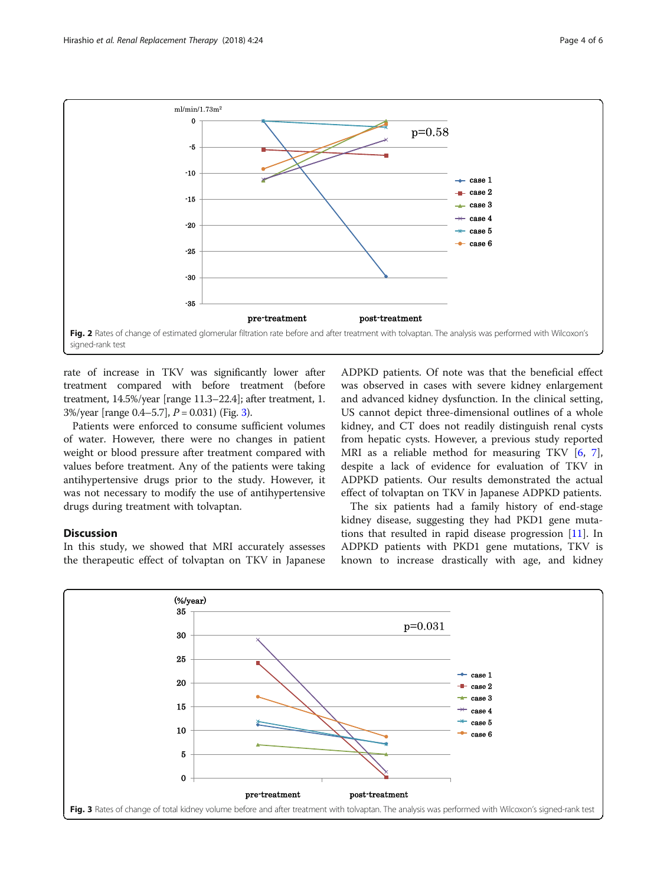Fig. 2 Rates of change of estimated glomerular filtration rate before and after treatment with tolvaptan. The analysis was performed with Wilcoxon's signed-rank test

rate of increase in TKV was significantly lower after treatment compared with before treatment (before treatment, 14.5%/year [range 11.3–22.4]; after treatment, 1.3%/year [range 0.4–5.7], $P = 0.031$) (Fig. 3).

Patients were enforced to consume sufficient volumes of water. However, there were no changes in patient weight or blood pressure after treatment compared with values before treatment. Any of the patients were taking antihypertensive drugs prior to the study. However, it was not necessary to modify the use of antihypertensive drugs during treatment with tolvaptan.

## Discussion

In this study, we showed that MRI accurately assesses the therapeutic effect of tolvaptan on TKV in Japanese ADPKD patients. Of note was that the beneficial effect was observed in cases with severe kidney enlargement and advanced kidney dysfunction. In the clinical setting, US cannot depict three-dimensional outlines of a whole kidney, and CT does not readily distinguish renal cysts from hepatic cysts. However, a previous study reported MRI as a reliable method for measuring TKV [6, 7], despite a lack of evidence for evaluation of TKV in ADPKD patients. Our results demonstrated the actual effect of tolvaptan on TKV in Japanese ADPKD patients.

The six patients had a family history of end-stage kidney disease, suggesting they had PKD1 gene mutations that resulted in rapid disease progression [11]. In ADPKD patients with PKD1 gene mutations, TKV is known to increase drastically with age, and kidney

Fig. 3 Rates of change of total kidney volume before and after treatment with tolvaptan. The analysis was performed with Wilcoxon's signed-rank test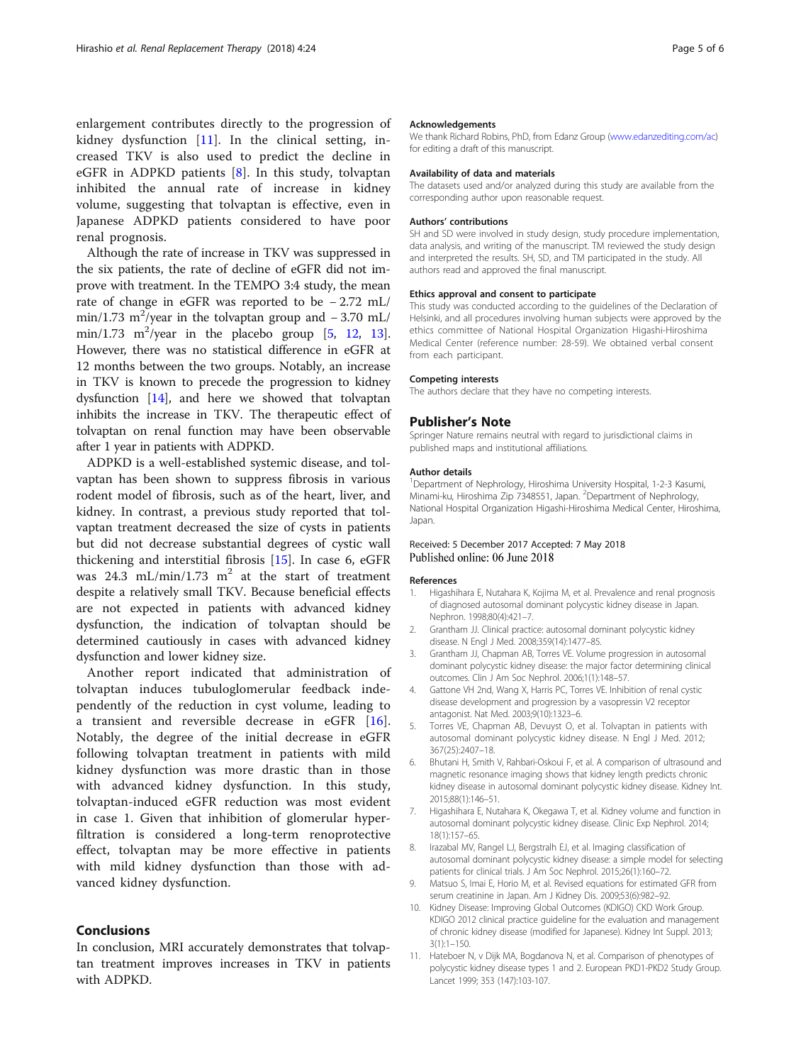enlargement contributes directly to the progression of kidney dysfunction [11]. In the clinical setting, increased TKV is also used to predict the decline in eGFR in ADPKD patients [8]. In this study, tolvaptan inhibited the annual rate of increase in kidney volume, suggesting that tolvaptan is effective, even in Japanese ADPKD patients considered to have poor renal prognosis.

Although the rate of increase in TKV was suppressed in the six patients, the rate of decline of eGFR did not improve with treatment. In the TEMPO 3:4 study, the mean rate of change in eGFR was reported to be − 2.72 mL/min/1.73 $m^2$/year in the tolvaptan group and − 3.70 mL/min/1.73 $m^2$/year in the placebo group [5, 12, 13]. However, there was no statistical difference in eGFR at 12 months between the two groups. Notably, an increase in TKV is known to precede the progression to kidney dysfunction [14], and here we showed that tolvaptan inhibits the increase in TKV. The therapeutic effect of tolvaptan on renal function may have been observable after 1 year in patients with ADPKD.

ADPKD is a well-established systemic disease, and tolvaptan has been shown to suppress fibrosis in various rodent model of fibrosis, such as of the heart, liver, and kidney. In contrast, a previous study reported that tolvaptan treatment decreased the size of cysts in patients but did not decrease substantial degrees of cystic wall thickening and interstitial fibrosis [15]. In case 6, eGFR was 24.3 mL/min/1.73 $m^2$ at the start of treatment despite a relatively small TKV. Because beneficial effects are not expected in patients with advanced kidney dysfunction, the indication of tolvaptan should be determined cautiously in cases with advanced kidney dysfunction and lower kidney size.

Another report indicated that administration of tolvaptan induces tubuloglomerular feedback independently of the reduction in cyst volume, leading to a transient and reversible decrease in eGFR [16]. Notably, the degree of the initial decrease in eGFR following tolvaptan treatment in patients with mild kidney dysfunction was more drastic than in those with advanced kidney dysfunction. In this study, tolvaptan-induced eGFR reduction was most evident in case 1. Given that inhibition of glomerular hyperfiltration is considered a long-term renoprotective effect, tolvaptan may be more effective in patients with mild kidney dysfunction than those with advanced kidney dysfunction.

## Conclusions

In conclusion, MRI accurately demonstrates that tolvaptan treatment improves increases in TKV in patients with ADPKD.

#### Acknowledgements

We thank Richard Robins, PhD, from Edanz Group (www.edanzediting.com/ac) for editing a draft of this manuscript.

#### Availability of data and materials

The datasets used and/or analyzed during this study are available from the corresponding author upon reasonable request.

#### Authors' contributions

SH and SD were involved in study design, study procedure implementation, data analysis, and writing of the manuscript. TM reviewed the study design and interpreted the results. SH, SD, and TM participated in the study. All authors read and approved the final manuscript.

#### Ethics approval and consent to participate

This study was conducted according to the guidelines of the Declaration of Helsinki, and all procedures involving human subjects were approved by the ethics committee of National Hospital Organization Higashi-Hiroshima Medical Center (reference number: 28-59). We obtained verbal consent from each participant.

#### Competing interests

The authors declare that they have no competing interests.

### Publisher's Note

Springer Nature remains neutral with regard to jurisdictional claims in published maps and institutional affiliations.

#### Author details

[1]Department of Nephrology, Hiroshima University Hospital, 1-2-3 Kasumi, Minami-ku, Hiroshima Zip 7348551, Japan. [2]Department of Nephrology, National Hospital Organization Higashi-Hiroshima Medical Center, Hiroshima, Japan.

Received: 5 December 2017 Accepted: 7 May 2018
Published online: 06 June 2018

#### References

1. Higashihara E, Nutahara K, Kojima M, et al. Prevalence and renal prognosis of diagnosed autosomal dominant polycystic kidney disease in Japan. Nephron. 1998;80(4):421–7.
2. Grantham JJ. Clinical practice: autosomal dominant polycystic kidney disease. N Engl J Med. 2008;359(14):1477–85.
3. Grantham JJ, Chapman AB, Torres VE. Volume progression in autosomal dominant polycystic kidney disease: the major factor determining clinical outcomes. Clin J Am Soc Nephrol. 2006;1(1):148–57.
4. Gattone VH 2nd, Wang X, Harris PC, Torres VE. Inhibition of renal cystic disease development and progression by a vasopressin V2 receptor antagonist. Nat Med. 2003;9(10):1323–6.
5. Torres VE, Chapman AB, Devuyst O, et al. Tolvaptan in patients with autosomal dominant polycystic kidney disease. N Engl J Med. 2012; 367(25):2407–18.
6. Bhutani H, Smith V, Rahbari-Oskoui F, et al. A comparison of ultrasound and magnetic resonance imaging shows that kidney length predicts chronic kidney disease in autosomal dominant polycystic kidney disease. Kidney Int. 2015;88(1):146–51.
7. Higashihara E, Nutahara K, Okegawa T, et al. Kidney volume and function in autosomal dominant polycystic kidney disease. Clinic Exp Nephrol. 2014; 18(1):157–65.
8. Irazabal MV, Rangel LJ, Bergstralh EJ, et al. Imaging classification of autosomal dominant polycystic kidney disease: a simple model for selecting patients for clinical trials. J Am Soc Nephrol. 2015;26(1):160–72.
9. Matsuo S, Imai E, Horio M, et al. Revised equations for estimated GFR from serum creatinine in Japan. Am J Kidney Dis. 2009;53(6):982–92.
10. Kidney Disease: Improving Global Outcomes (KDIGO) CKD Work Group. KDIGO 2012 clinical practice guideline for the evaluation and management of chronic kidney disease (modified for Japanese). Kidney Int Suppl. 2013; 3(1):1–150.
11. Hateboer N, v Dijk MA, Bogdanova N, et al. Comparison of phenotypes of polycystic kidney disease types 1 and 2. European PKD1-PKD2 Study Group. Lancet 1999; 353 (147):103-107.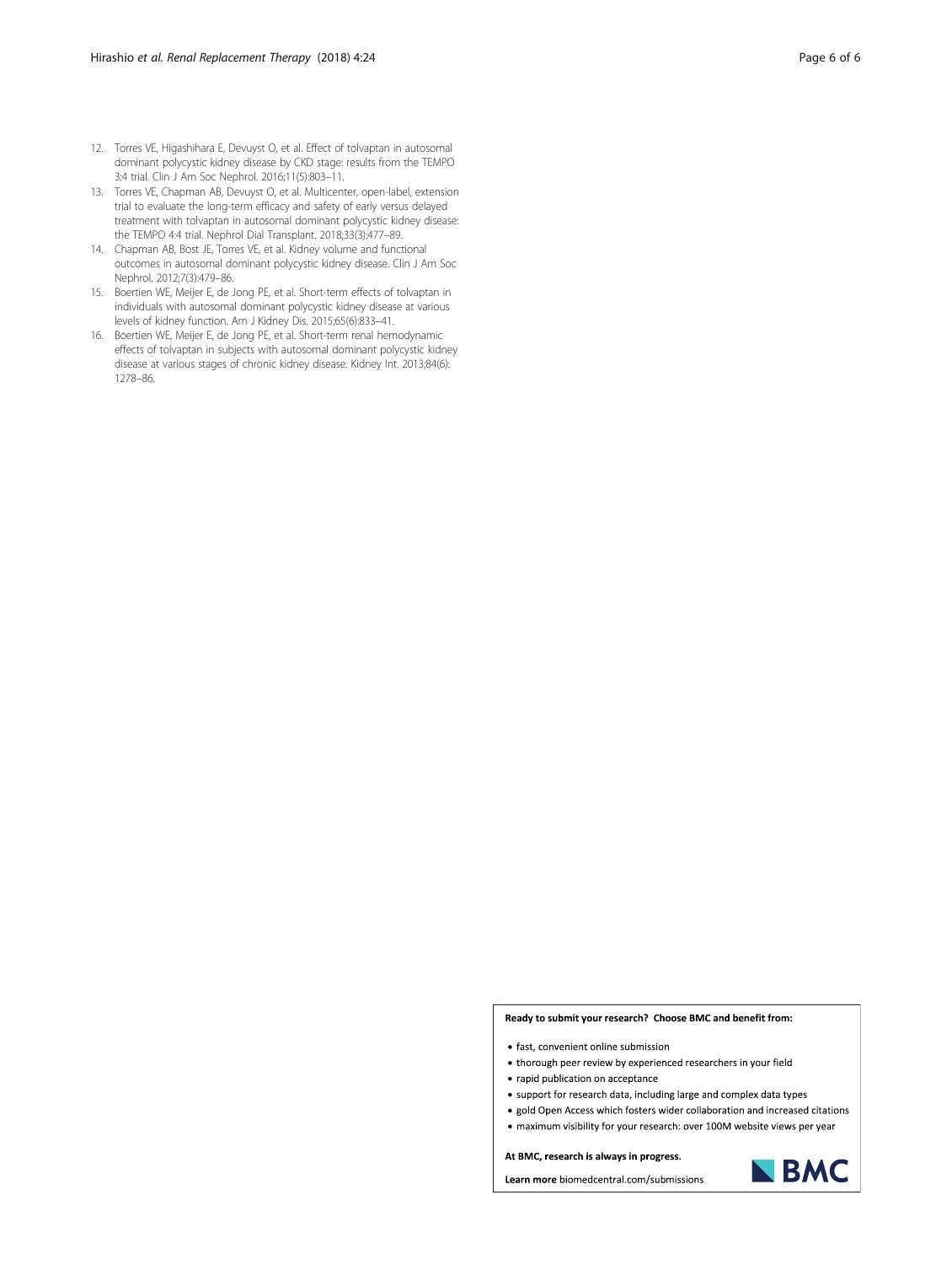12. Torres VE, Higashihara E, Devuyst O, et al. Effect of tolvaptan in autosomal dominant polycystic kidney disease by CKD stage: results from the TEMPO 3:4 trial. Clin J Am Soc Nephrol. 2016;11(5):803–11.
13. Torres VE, Chapman AB, Devuyst O, et al. Multicenter, open-label, extension trial to evaluate the long-term efficacy and safety of early versus delayed treatment with tolvaptan in autosomal dominant polycystic kidney disease: the TEMPO 4:4 trial. Nephrol Dial Transplant. 2018;33(3):477–89.
14. Chapman AB, Bost JE, Torres VE, et al. Kidney volume and functional outcomes in autosomal dominant polycystic kidney disease. Clin J Am Soc Nephrol. 2012;7(3):479–86.
15. Boertien WE, Meijer E, de Jong PE, et al. Short-term effects of tolvaptan in individuals with autosomal dominant polycystic kidney disease at various levels of kidney function. Am J Kidney Dis. 2015;65(6):833–41.
16. Boertien WE, Meijer E, de Jong PE, et al. Short-term renal hemodynamic effects of tolvaptan in subjects with autosomal dominant polycystic kidney disease at various stages of chronic kidney disease. Kidney Int. 2013;84(6): 1278–86.

**Ready to submit your research? Choose BMC and benefit from:**

- fast, convenient online submission
- thorough peer review by experienced researchers in your field
- rapid publication on acceptance
- support for research data, including large and complex data types
- gold Open Access which fosters wider collaboration and increased citations
- maximum visibility for your research: over 100M website views per year

**At BMC, research is always in progress.**

**Learn more** biomedcentral.com/submissions

BMC